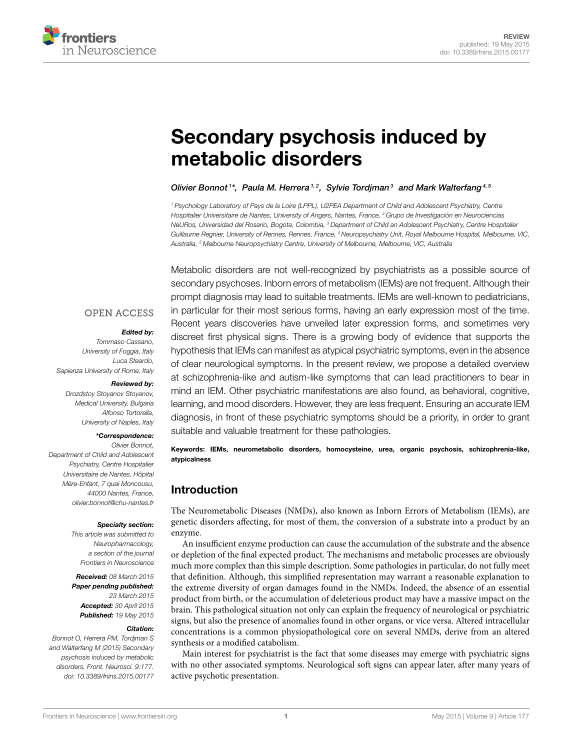REVIEW
published: 19 May 2015
doi: 10.3389/fnins.2015.00177

# Secondary psychosis induced by metabolic disorders

*Olivier Bonnot[1]\*, Paula M. Herrera[1,2], Sylvie Tordjman[3] and Mark Walterfang[4,5]*

[1] Psychology Laboratory of Pays de la Loire (LPPL), U2PEA Department of Child and Adolescent Psychiatry, Centre Hospitalier Universitaire de Nantes, University of Angers, Nantes, France, [2] Grupo de Investigación en Neurociencias NeURos, Universidad del Rosario, Bogota, Colombia, [3] Department of Child an Adolescent Psychiatry, Centre Hospitalier Guillaume Regnier, University of Rennes, Rennes, France, [4] Neuropsychiatry Unit, Royal Melbourne Hospital, Melbourne, VIC, Australia, [5] Melbourne Neuropsychiatry Centre, University of Melbourne, Melbourne, VIC, Australia

OPEN ACCESS

***Edited by:***
*Tommaso Cassano, University of Foggia, Italy*
*Luca Steardo, Sapienza University of Rome, Italy*

***Reviewed by:***
*Drozdstoy Stoyanov Stoyanov, Medical University, Bulgaria*
*Alfonso Tortorella, University of Naples, Italy*

***\*Correspondence:***
*Olivier Bonnot, Department of Child and Adolescent Psychiatry, Centre Hospitalier Universitaire de Nantes, Hôpital Mère-Enfant, 7 quai Moncousu, 44000 Nantes, France, olivier.bonnot@chu-nantes.fr*

***Specialty section:***
*This article was submitted to Neuropharmacology, a section of the journal Frontiers in Neuroscience*

***Received:*** *08 March 2015*
***Paper pending published:*** *23 March 2015*
***Accepted:*** *30 April 2015*
***Published:*** *19 May 2015*

***Citation:***
*Bonnot O, Herrera PM, Tordjman S and Walterfang M (2015) Secondary psychosis induced by metabolic disorders. Front. Neurosci. 9:177. doi: 10.3389/fnins.2015.00177*

Metabolic disorders are not well-recognized by psychiatrists as a possible source of secondary psychoses. Inborn errors of metabolism (IEMs) are not frequent. Although their prompt diagnosis may lead to suitable treatments. IEMs are well-known to pediatricians, in particular for their most serious forms, having an early expression most of the time. Recent years discoveries have unveiled later expression forms, and sometimes very discreet first physical signs. There is a growing body of evidence that supports the hypothesis that IEMs can manifest as atypical psychiatric symptoms, even in the absence of clear neurological symptoms. In the present review, we propose a detailed overview at schizophrenia-like and autism-like symptoms that can lead practitioners to bear in mind an IEM. Other psychiatric manifestations are also found, as behavioral, cognitive, learning, and mood disorders. However, they are less frequent. Ensuring an accurate IEM diagnosis, in front of these psychiatric symptoms should be a priority, in order to grant suitable and valuable treatment for these pathologies.

**Keywords: IEMs, neurometabolic disorders, homocysteine, urea, organic psychosis, schizophrenia-like, atypicalness**

## Introduction

The Neurometabolic Diseases (NMDs), also known as Inborn Errors of Metabolism (IEMs), are genetic disorders affecting, for most of them, the conversion of a substrate into a product by an enzyme.

An insufficient enzyme production can cause the accumulation of the substrate and the absence or depletion of the final expected product. The mechanisms and metabolic processes are obviously much more complex than this simple description. Some pathologies in particular, do not fully meet that definition. Although, this simplified representation may warrant a reasonable explanation to the extreme diversity of organ damages found in the NMDs. Indeed, the absence of an essential product from birth, or the accumulation of deleterious product may have a massive impact on the brain. This pathological situation not only can explain the frequency of neurological or psychiatric signs, but also the presence of anomalies found in other organs, or vice versa. Altered intracellular concentrations is a common physiopathological core on several NMDs, derive from an altered synthesis or a modified catabolism.

Main interest for psychiatrist is the fact that some diseases may emerge with psychiatric signs with no other associated symptoms. Neurological soft signs can appear later, after many years of active psychotic presentation.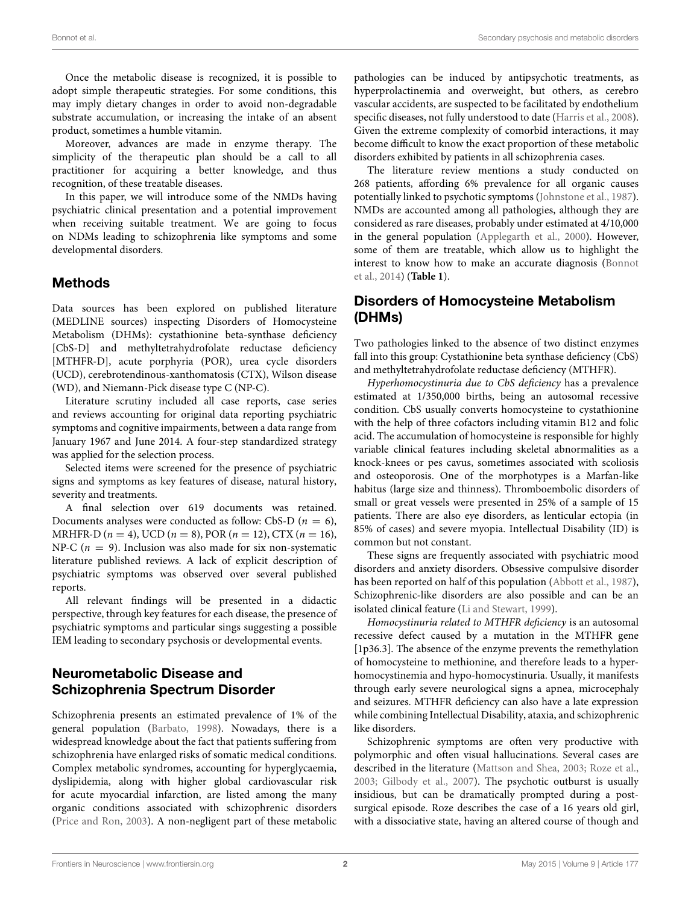Once the metabolic disease is recognized, it is possible to adopt simple therapeutic strategies. For some conditions, this may imply dietary changes in order to avoid non-degradable substrate accumulation, or increasing the intake of an absent product, sometimes a humble vitamin.

Moreover, advances are made in enzyme therapy. The simplicity of the therapeutic plan should be a call to all practitioner for acquiring a better knowledge, and thus recognition, of these treatable diseases.

In this paper, we will introduce some of the NMDs having psychiatric clinical presentation and a potential improvement when receiving suitable treatment. We are going to focus on NDMs leading to schizophrenia like symptoms and some developmental disorders.

## Methods

Data sources has been explored on published literature (MEDLINE sources) inspecting Disorders of Homocysteine Metabolism (DHMs): cystathionine beta-synthase deficiency [CbS-D] and methyltetrahydrofolate reductase deficiency [MTHFR-D], acute porphyria (POR), urea cycle disorders (UCD), cerebrotendinous-xanthomatosis (CTX), Wilson disease (WD), and Niemann-Pick disease type C (NP-C).

Literature scrutiny included all case reports, case series and reviews accounting for original data reporting psychiatric symptoms and cognitive impairments, between a data range from January 1967 and June 2014. A four-step standardized strategy was applied for the selection process.

Selected items were screened for the presence of psychiatric signs and symptoms as key features of disease, natural history, severity and treatments.

A final selection over 619 documents was retained. Documents analyses were conducted as follow: CbS-D ($n = 6$), MRHFR-D ($n = 4$), UCD ($n = 8$), POR ($n = 12$), CTX ($n = 16$), NP-C ($n = 9$). Inclusion was also made for six non-systematic literature published reviews. A lack of explicit description of psychiatric symptoms was observed over several published reports.

All relevant findings will be presented in a didactic perspective, through key features for each disease, the presence of psychiatric symptoms and particular sings suggesting a possible IEM leading to secondary psychosis or developmental events.

## Neurometabolic Disease and Schizophrenia Spectrum Disorder

Schizophrenia presents an estimated prevalence of 1% of the general population (Barbato, 1998). Nowadays, there is a widespread knowledge about the fact that patients suffering from schizophrenia have enlarged risks of somatic medical conditions. Complex metabolic syndromes, accounting for hyperglycaemia, dyslipidemia, along with higher global cardiovascular risk for acute myocardial infarction, are listed among the many organic conditions associated with schizophrenic disorders (Price and Ron, 2003). A non-negligent part of these metabolic pathologies can be induced by antipsychotic treatments, as hyperprolactinemia and overweight, but others, as cerebro vascular accidents, are suspected to be facilitated by endothelium specific diseases, not fully understood to date (Harris et al., 2008). Given the extreme complexity of comorbid interactions, it may become difficult to know the exact proportion of these metabolic disorders exhibited by patients in all schizophrenia cases.

The literature review mentions a study conducted on 268 patients, affording 6% prevalence for all organic causes potentially linked to psychotic symptoms (Johnstone et al., 1987). NMDs are accounted among all pathologies, although they are considered as rare diseases, probably under estimated at 4/10,000 in the general population (Applegarth et al., 2000). However, some of them are treatable, which allow us to highlight the interest to know how to make an accurate diagnosis (Bonnot et al., 2014) (**Table 1**).

## Disorders of Homocysteine Metabolism (DHMs)

Two pathologies linked to the absence of two distinct enzymes fall into this group: Cystathionine beta synthase deficiency (CbS) and methyltetrahydrofolate reductase deficiency (MTHFR).

*Hyperhomocystinuria due to CbS deficiency* has a prevalence estimated at 1/350,000 births, being an autosomal recessive condition. CbS usually converts homocysteine to cystathionine with the help of three cofactors including vitamin B12 and folic acid. The accumulation of homocysteine is responsible for highly variable clinical features including skeletal abnormalities as a knock-knees or pes cavus, sometimes associated with scoliosis and osteoporosis. One of the morphotypes is a Marfan-like habitus (large size and thinness). Thromboembolic disorders of small or great vessels were presented in 25% of a sample of 15 patients. There are also eye disorders, as lenticular ectopia (in 85% of cases) and severe myopia. Intellectual Disability (ID) is common but not constant.

These signs are frequently associated with psychiatric mood disorders and anxiety disorders. Obsessive compulsive disorder has been reported on half of this population (Abbott et al., 1987), Schizophrenic-like disorders are also possible and can be an isolated clinical feature (Li and Stewart, 1999).

*Homocystinuria related to MTHFR deficiency* is an autosomal recessive defect caused by a mutation in the MTHFR gene [1p36.3]. The absence of the enzyme prevents the remethylation of homocysteine to methionine, and therefore leads to a hyper-homocystinemia and hypo-homocystinuria. Usually, it manifests through early severe neurological signs a apnea, microcephaly and seizures. MTHFR deficiency can also have a late expression while combining Intellectual Disability, ataxia, and schizophrenic like disorders.

Schizophrenic symptoms are often very productive with polymorphic and often visual hallucinations. Several cases are described in the literature (Mattson and Shea, 2003; Roze et al., 2003; Gilbody et al., 2007). The psychotic outburst is usually insidious, but can be dramatically prompted during a post-surgical episode. Roze describes the case of a 16 years old girl, with a dissociative state, having an altered course of though and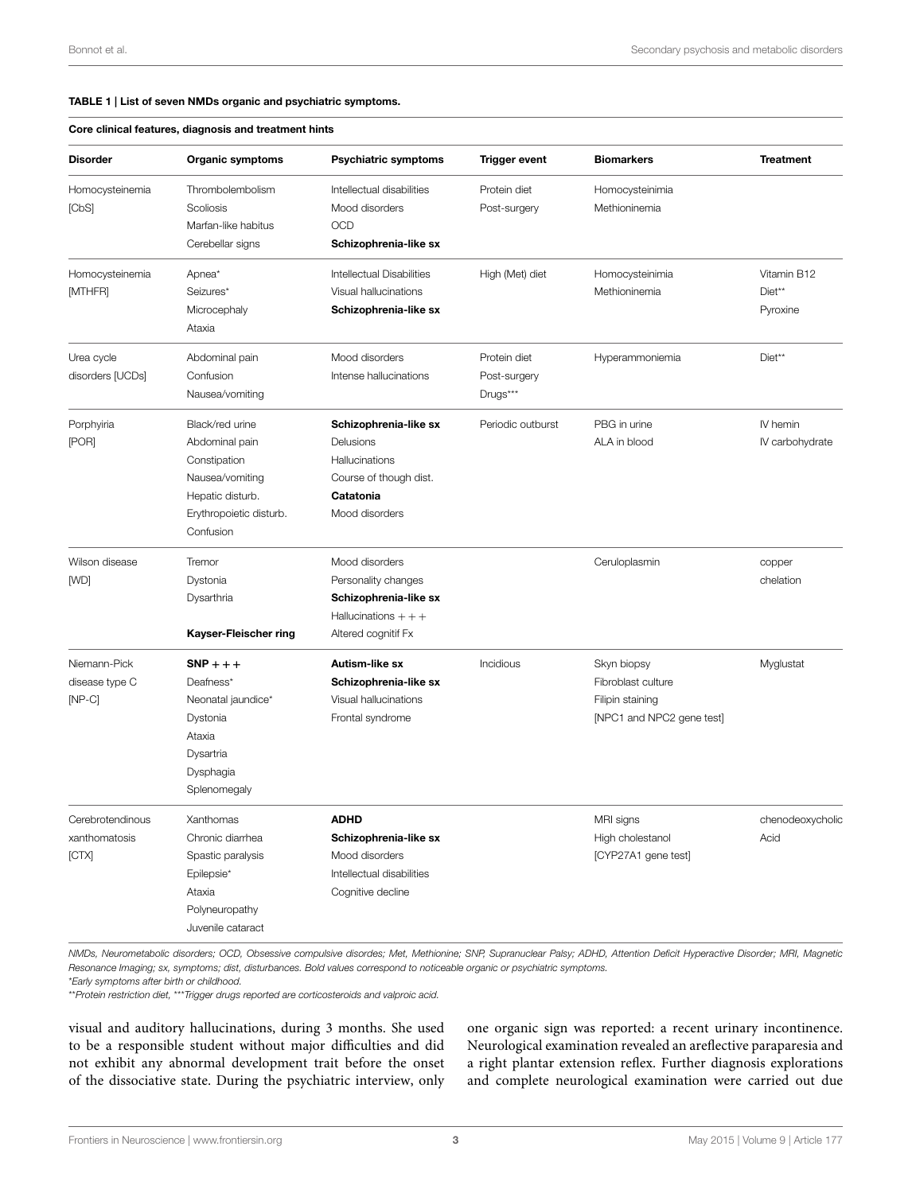**TABLE 1 | List of seven NMDs organic and psychiatric symptoms.**

| Core clinical features, diagnosis and treatment hints | | | | | |
|---|---|---|---|---|---|
| **Disorder** | **Organic symptoms** | **Psychiatric symptoms** | **Trigger event** | **Biomarkers** | **Treatment** |
| Homocysteinemia [CbS] | Thrombolembolism<br>Scoliosis<br>Marfan-like habitus<br>Cerebellar signs | Intellectual disabilities<br>Mood disorders<br>OCD<br>**Schizophrenia-like sx** | Protein diet<br>Post-surgery | Homocysteinimia<br>Methioninemia | |
| Homocysteinemia [MTHFR] | Apnea*<br>Seizures*<br>Microcephaly<br>Ataxia | Intellectual Disabilities<br>Visual hallucinations<br>**Schizophrenia-like sx** | High (Met) diet | Homocysteinimia<br>Methioninemia | Vitamin B12<br>Diet**<br>Pyroxine |
| Urea cycle disorders [UCDs] | Abdominal pain<br>Confusion<br>Nausea/vomiting | Mood disorders<br>Intense hallucinations | Protein diet<br>Post-surgery<br>Drugs*** | Hyperammoniemia | Diet** |
| Porphyiria [POR] | Black/red urine<br>Abdominal pain<br>Constipation<br>Nausea/vomiting<br>Hepatic disturb.<br>Erythropoietic disturb.<br>Confusion | **Schizophrenia-like sx**<br>Delusions<br>Hallucinations<br>Course of though dist.<br>**Catatonia**<br>Mood disorders | Periodic outburst | PBG in urine<br>ALA in blood | IV hemin<br>IV carbohydrate |
| Wilson disease [WD] | Tremor<br>Dystonia<br>Dysarthria<br><br>**Kayser-Fleischer ring** | Mood disorders<br>Personality changes<br>**Schizophrenia-like sx**<br>Hallucinations + + +<br>Altered cognitif Fx | | Ceruloplasmin | copper chelation |
| Niemann-Pick disease type C [NP-C] | **SNP + + +**<br>Deafness*<br>Neonatal jaundice*<br>Dystonia<br>Ataxia<br>Dysartria<br>Dysphagia<br>Splenomegaly | **Autism-like sx**<br>**Schizophrenia-like sx**<br>Visual hallucinations<br>Frontal syndrome | Incidious | Skyn biopsy<br>Fibroblast culture<br>Filipin staining<br>[NPC1 and NPC2 gene test] | Myglustat |
| Cerebrotendinous xanthomatosis [CTX] | Xanthomas<br>Chronic diarrhea<br>Spastic paralysis<br>Epilepsie*<br>Ataxia<br>Polyneuropathy<br>Juvenile cataract | **ADHD**<br>**Schizophrenia-like sx**<br>Mood disorders<br>Intellectual disabilities<br>Cognitive decline | | MRI signs<br>High cholestanol<br>[CYP27A1 gene test] | chenodeoxycholic Acid |

*NMDs, Neurometabolic disorders; OCD, Obsessive compulsive disordes; Met, Methionine; SNP, Supranuclear Palsy; ADHD, Attention Deficit Hyperactive Disorder; MRI, Magnetic Resonance Imaging; sx, symptoms; dist, disturbances. Bold values correspond to noticeable organic or psychiatric symptoms.*
*\*Early symptoms after birth or childhood.*
*\*\*Protein restriction diet, \*\*\*Trigger drugs reported are corticosteroids and valproic acid.*

visual and auditory hallucinations, during 3 months. She used to be a responsible student without major difficulties and did not exhibit any abnormal development trait before the onset of the dissociative state. During the psychiatric interview, only one organic sign was reported: a recent urinary incontinence. Neurological examination revealed an areflective paraparesia and a right plantar extension reflex. Further diagnosis explorations and complete neurological examination were carried out due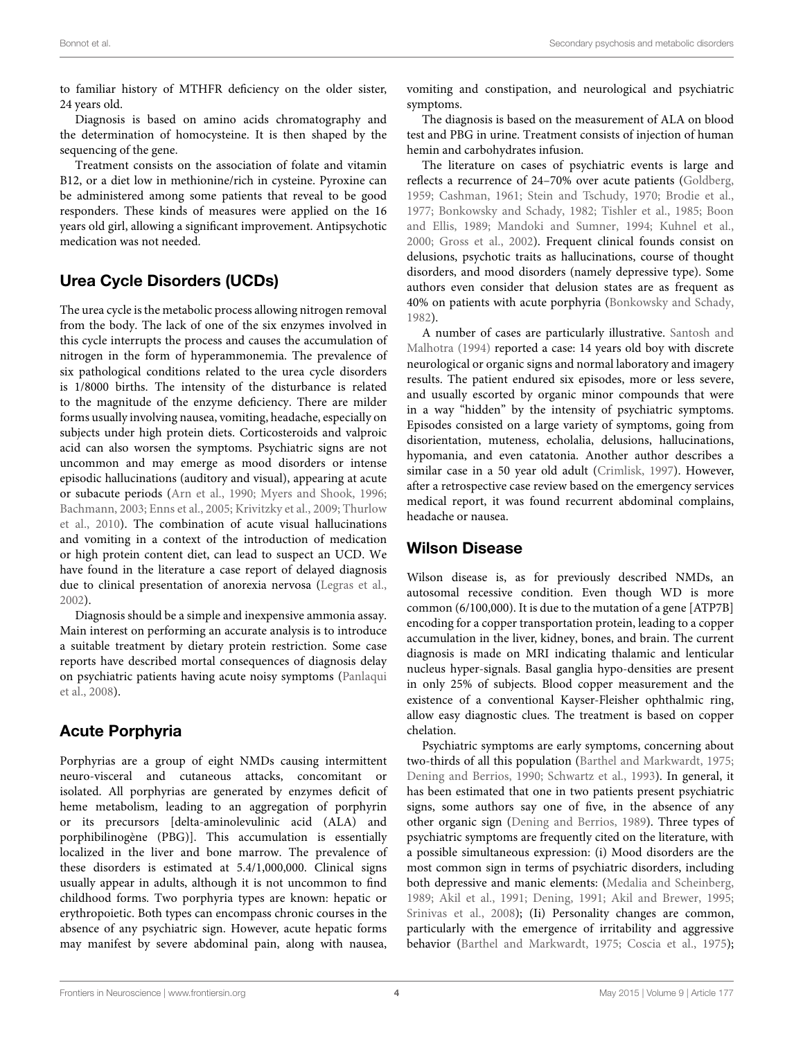to familiar history of MTHFR deficiency on the older sister, 24 years old.

Diagnosis is based on amino acids chromatography and the determination of homocysteine. It is then shaped by the sequencing of the gene.

Treatment consists on the association of folate and vitamin B12, or a diet low in methionine/rich in cysteine. Pyroxine can be administered among some patients that reveal to be good responders. These kinds of measures were applied on the 16 years old girl, allowing a significant improvement. Antipsychotic medication was not needed.

## Urea Cycle Disorders (UCDs)

The urea cycle is the metabolic process allowing nitrogen removal from the body. The lack of one of the six enzymes involved in this cycle interrupts the process and causes the accumulation of nitrogen in the form of hyperammonemia. The prevalence of six pathological conditions related to the urea cycle disorders is 1/8000 births. The intensity of the disturbance is related to the magnitude of the enzyme deficiency. There are milder forms usually involving nausea, vomiting, headache, especially on subjects under high protein diets. Corticosteroids and valproic acid can also worsen the symptoms. Psychiatric signs are not uncommon and may emerge as mood disorders or intense episodic hallucinations (auditory and visual), appearing at acute or subacute periods (Arn et al., 1990; Myers and Shook, 1996; Bachmann, 2003; Enns et al., 2005; Krivitzky et al., 2009; Thurlow et al., 2010). The combination of acute visual hallucinations and vomiting in a context of the introduction of medication or high protein content diet, can lead to suspect an UCD. We have found in the literature a case report of delayed diagnosis due to clinical presentation of anorexia nervosa (Legras et al., 2002).

Diagnosis should be a simple and inexpensive ammonia assay. Main interest on performing an accurate analysis is to introduce a suitable treatment by dietary protein restriction. Some case reports have described mortal consequences of diagnosis delay on psychiatric patients having acute noisy symptoms (Panlaqui et al., 2008).

## Acute Porphyria

Porphyrias are a group of eight NMDs causing intermittent neuro-visceral and cutaneous attacks, concomitant or isolated. All porphyrias are generated by enzymes deficit of heme metabolism, leading to an aggregation of porphyrin or its precursors [delta-aminolevulinic acid (ALA) and porphibilinogène (PBG)]. This accumulation is essentially localized in the liver and bone marrow. The prevalence of these disorders is estimated at 5.4/1,000,000. Clinical signs usually appear in adults, although it is not uncommon to find childhood forms. Two porphyria types are known: hepatic or erythropoietic. Both types can encompass chronic courses in the absence of any psychiatric sign. However, acute hepatic forms may manifest by severe abdominal pain, along with nausea, vomiting and constipation, and neurological and psychiatric symptoms.

The diagnosis is based on the measurement of ALA on blood test and PBG in urine. Treatment consists of injection of human hemin and carbohydrates infusion.

The literature on cases of psychiatric events is large and reflects a recurrence of 24–70% over acute patients (Goldberg, 1959; Cashman, 1961; Stein and Tschudy, 1970; Brodie et al., 1977; Bonkowsky and Schady, 1982; Tishler et al., 1985; Boon and Ellis, 1989; Mandoki and Sumner, 1994; Kuhnel et al., 2000; Gross et al., 2002). Frequent clinical founds consist on delusions, psychotic traits as hallucinations, course of thought disorders, and mood disorders (namely depressive type). Some authors even consider that delusion states are as frequent as 40% on patients with acute porphyria (Bonkowsky and Schady, 1982).

A number of cases are particularly illustrative. Santosh and Malhotra (1994) reported a case: 14 years old boy with discrete neurological or organic signs and normal laboratory and imagery results. The patient endured six episodes, more or less severe, and usually escorted by organic minor compounds that were in a way "hidden" by the intensity of psychiatric symptoms. Episodes consisted on a large variety of symptoms, going from disorientation, muteness, echolalia, delusions, hallucinations, hypomania, and even catatonia. Another author describes a similar case in a 50 year old adult (Crimlisk, 1997). However, after a retrospective case review based on the emergency services medical report, it was found recurrent abdominal complains, headache or nausea.

## Wilson Disease

Wilson disease is, as for previously described NMDs, an autosomal recessive condition. Even though WD is more common (6/100,000). It is due to the mutation of a gene [ATP7B] encoding for a copper transportation protein, leading to a copper accumulation in the liver, kidney, bones, and brain. The current diagnosis is made on MRI indicating thalamic and lenticular nucleus hyper-signals. Basal ganglia hypo-densities are present in only 25% of subjects. Blood copper measurement and the existence of a conventional Kayser-Fleisher ophthalmic ring, allow easy diagnostic clues. The treatment is based on copper chelation.

Psychiatric symptoms are early symptoms, concerning about two-thirds of all this population (Barthel and Markwardt, 1975; Dening and Berrios, 1990; Schwartz et al., 1993). In general, it has been estimated that one in two patients present psychiatric signs, some authors say one of five, in the absence of any other organic sign (Dening and Berrios, 1989). Three types of psychiatric symptoms are frequently cited on the literature, with a possible simultaneous expression: (i) Mood disorders are the most common sign in terms of psychiatric disorders, including both depressive and manic elements: (Medalia and Scheinberg, 1989; Akil et al., 1991; Dening, 1991; Akil and Brewer, 1995; Srinivas et al., 2008); (Ii) Personality changes are common, particularly with the emergence of irritability and aggressive behavior (Barthel and Markwardt, 1975; Coscia et al., 1975);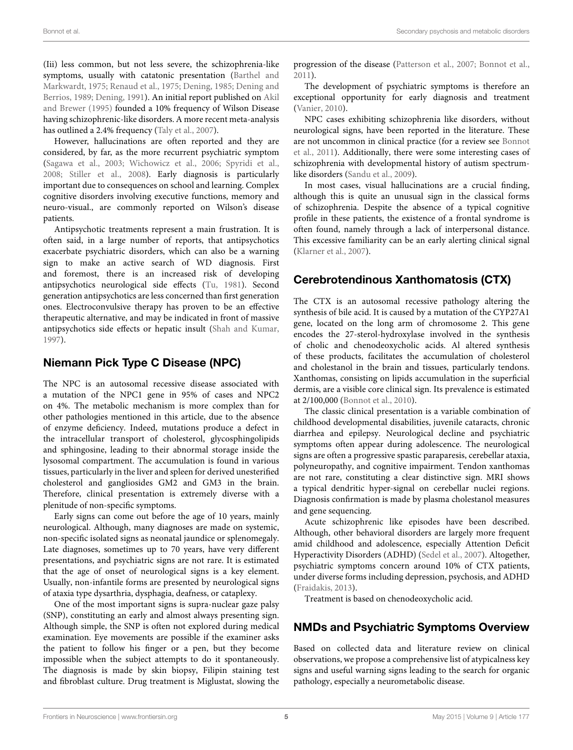(Iii) less common, but not less severe, the schizophrenia-like symptoms, usually with catatonic presentation (Barthel and Markwardt, 1975; Renaud et al., 1975; Dening, 1985; Dening and Berrios, 1989; Dening, 1991). An initial report published on Akil and Brewer (1995) founded a 10% frequency of Wilson Disease having schizophrenic-like disorders. A more recent meta-analysis has outlined a 2.4% frequency (Taly et al., 2007).

However, hallucinations are often reported and they are considered, by far, as the more recurrent psychiatric symptom (Sagawa et al., 2003; Wichowicz et al., 2006; Spyridi et al., 2008; Stiller et al., 2008). Early diagnosis is particularly important due to consequences on school and learning. Complex cognitive disorders involving executive functions, memory and neuro-visual., are commonly reported on Wilson's disease patients.

Antipsychotic treatments represent a main frustration. It is often said, in a large number of reports, that antipsychotics exacerbate psychiatric disorders, which can also be a warning sign to make an active search of WD diagnosis. First and foremost, there is an increased risk of developing antipsychotics neurological side effects (Tu, 1981). Second generation antipsychotics are less concerned than first generation ones. Electroconvulsive therapy has proven to be an effective therapeutic alternative, and may be indicated in front of massive antipsychotics side effects or hepatic insult (Shah and Kumar, 1997).

## Niemann Pick Type C Disease (NPC)

The NPC is an autosomal recessive disease associated with a mutation of the NPC1 gene in 95% of cases and NPC2 on 4%. The metabolic mechanism is more complex than for other pathologies mentioned in this article, due to the absence of enzyme deficiency. Indeed, mutations produce a defect in the intracellular transport of cholesterol, glycosphingolipids and sphingosine, leading to their abnormal storage inside the lysosomal compartment. The accumulation is found in various tissues, particularly in the liver and spleen for derived unesterified cholesterol and gangliosides GM2 and GM3 in the brain. Therefore, clinical presentation is extremely diverse with a plenitude of non-specific symptoms.

Early signs can come out before the age of 10 years, mainly neurological. Although, many diagnoses are made on systemic, non-specific isolated signs as neonatal jaundice or splenomegaly. Late diagnoses, sometimes up to 70 years, have very different presentations, and psychiatric signs are not rare. It is estimated that the age of onset of neurological signs is a key element. Usually, non-infantile forms are presented by neurological signs of ataxia type dysarthria, dysphagia, deafness, or cataplexy.

One of the most important signs is supra-nuclear gaze palsy (SNP), constituting an early and almost always presenting sign. Although simple, the SNP is often not explored during medical examination. Eye movements are possible if the examiner asks the patient to follow his finger or a pen, but they become impossible when the subject attempts to do it spontaneously. The diagnosis is made by skin biopsy, Filipin staining test and fibroblast culture. Drug treatment is Miglustat, slowing the progression of the disease (Patterson et al., 2007; Bonnot et al., 2011).

The development of psychiatric symptoms is therefore an exceptional opportunity for early diagnosis and treatment (Vanier, 2010).

NPC cases exhibiting schizophrenia like disorders, without neurological signs, have been reported in the literature. These are not uncommon in clinical practice (for a review see Bonnot et al., 2011). Additionally, there were some interesting cases of schizophrenia with developmental history of autism spectrum-like disorders (Sandu et al., 2009).

In most cases, visual hallucinations are a crucial finding, although this is quite an unusual sign in the classical forms of schizophrenia. Despite the absence of a typical cognitive profile in these patients, the existence of a frontal syndrome is often found, namely through a lack of interpersonal distance. This excessive familiarity can be an early alerting clinical signal (Klarner et al., 2007).

## Cerebrotendinous Xanthomatosis (CTX)

The CTX is an autosomal recessive pathology altering the synthesis of bile acid. It is caused by a mutation of the CYP27A1 gene, located on the long arm of chromosome 2. This gene encodes the 27-sterol-hydroxylase involved in the synthesis of cholic and chenodeoxycholic acids. Al altered synthesis of these products, facilitates the accumulation of cholesterol and cholestanol in the brain and tissues, particularly tendons. Xanthomas, consisting on lipids accumulation in the superficial dermis, are a visible core clinical sign. Its prevalence is estimated at 2/100,000 (Bonnot et al., 2010).

The classic clinical presentation is a variable combination of childhood developmental disabilities, juvenile cataracts, chronic diarrhea and epilepsy. Neurological decline and psychiatric symptoms often appear during adolescence. The neurological signs are often a progressive spastic paraparesis, cerebellar ataxia, polyneuropathy, and cognitive impairment. Tendon xanthomas are not rare, constituting a clear distinctive sign. MRI shows a typical dendritic hyper-signal on cerebellar nuclei regions. Diagnosis confirmation is made by plasma cholestanol measures and gene sequencing.

Acute schizophrenic like episodes have been described. Although, other behavioral disorders are largely more frequent amid childhood and adolescence, especially Attention Deficit Hyperactivity Disorders (ADHD) (Sedel et al., 2007). Altogether, psychiatric symptoms concern around 10% of CTX patients, under diverse forms including depression, psychosis, and ADHD (Fraidakis, 2013).

Treatment is based on chenodeoxycholic acid.

## NMDs and Psychiatric Symptoms Overview

Based on collected data and literature review on clinical observations, we propose a comprehensive list of atypicalness key signs and useful warning signs leading to the search for organic pathology, especially a neurometabolic disease.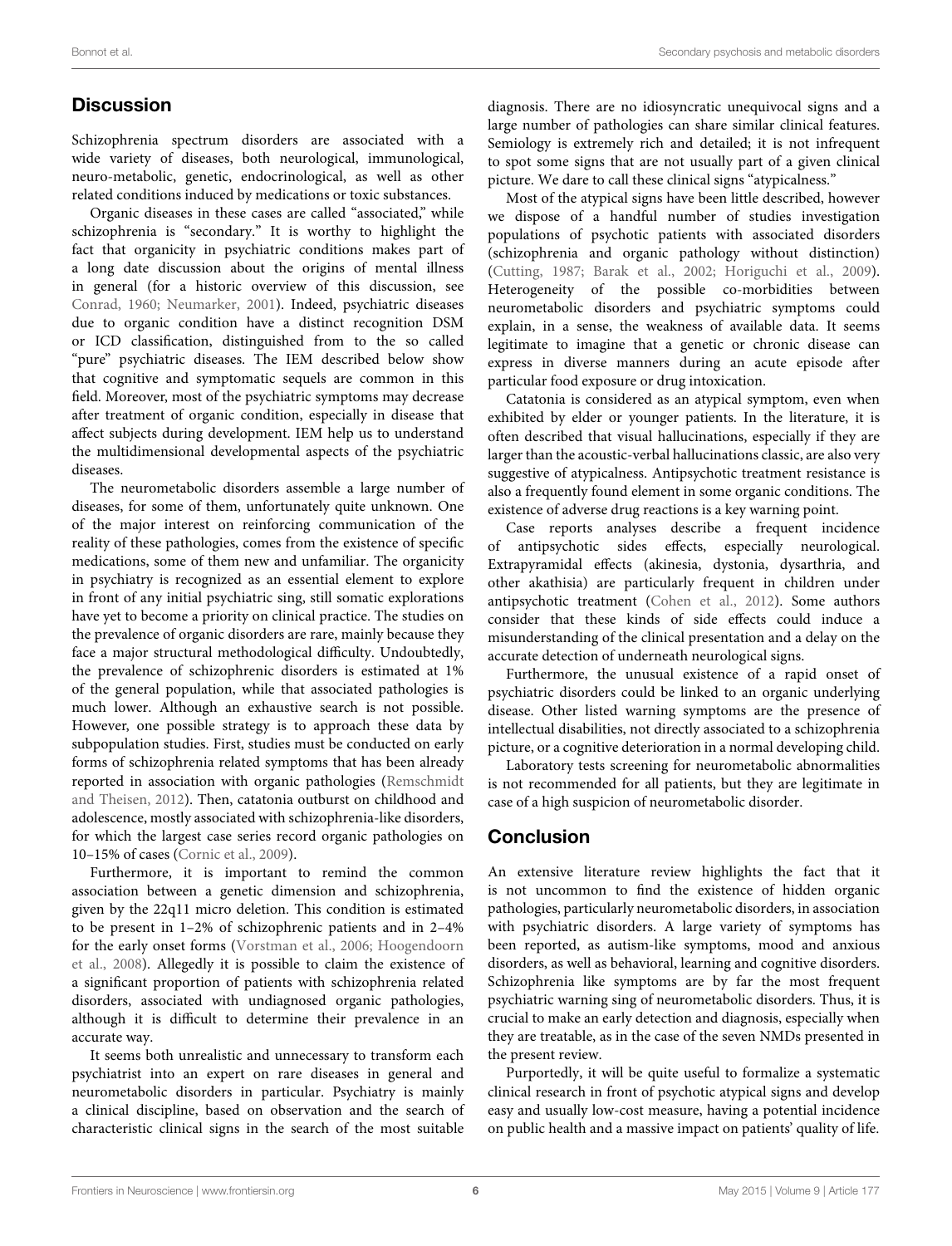## Discussion

Schizophrenia spectrum disorders are associated with a wide variety of diseases, both neurological, immunological, neuro-metabolic, genetic, endocrinological, as well as other related conditions induced by medications or toxic substances.

Organic diseases in these cases are called "associated," while schizophrenia is "secondary." It is worthy to highlight the fact that organicity in psychiatric conditions makes part of a long date discussion about the origins of mental illness in general (for a historic overview of this discussion, see Conrad, 1960; Neumarker, 2001). Indeed, psychiatric diseases due to organic condition have a distinct recognition DSM or ICD classification, distinguished from to the so called "pure" psychiatric diseases. The IEM described below show that cognitive and symptomatic sequels are common in this field. Moreover, most of the psychiatric symptoms may decrease after treatment of organic condition, especially in disease that affect subjects during development. IEM help us to understand the multidimensional developmental aspects of the psychiatric diseases.

The neurometabolic disorders assemble a large number of diseases, for some of them, unfortunately quite unknown. One of the major interest on reinforcing communication of the reality of these pathologies, comes from the existence of specific medications, some of them new and unfamiliar. The organicity in psychiatry is recognized as an essential element to explore in front of any initial psychiatric sing, still somatic explorations have yet to become a priority on clinical practice. The studies on the prevalence of organic disorders are rare, mainly because they face a major structural methodological difficulty. Undoubtedly, the prevalence of schizophrenic disorders is estimated at 1% of the general population, while that associated pathologies is much lower. Although an exhaustive search is not possible. However, one possible strategy is to approach these data by subpopulation studies. First, studies must be conducted on early forms of schizophrenia related symptoms that has been already reported in association with organic pathologies (Remschmidt and Theisen, 2012). Then, catatonia outburst on childhood and adolescence, mostly associated with schizophrenia-like disorders, for which the largest case series record organic pathologies on 10–15% of cases (Cornic et al., 2009).

Furthermore, it is important to remind the common association between a genetic dimension and schizophrenia, given by the 22q11 micro deletion. This condition is estimated to be present in 1–2% of schizophrenic patients and in 2–4% for the early onset forms (Vorstman et al., 2006; Hoogendoorn et al., 2008). Allegedly it is possible to claim the existence of a significant proportion of patients with schizophrenia related disorders, associated with undiagnosed organic pathologies, although it is difficult to determine their prevalence in an accurate way.

It seems both unrealistic and unnecessary to transform each psychiatrist into an expert on rare diseases in general and neurometabolic disorders in particular. Psychiatry is mainly a clinical discipline, based on observation and the search of characteristic clinical signs in the search of the most suitable diagnosis. There are no idiosyncratic unequivocal signs and a large number of pathologies can share similar clinical features. Semiology is extremely rich and detailed; it is not infrequent to spot some signs that are not usually part of a given clinical picture. We dare to call these clinical signs "atypicalness."

Most of the atypical signs have been little described, however we dispose of a handful number of studies investigation populations of psychotic patients with associated disorders (schizophrenia and organic pathology without distinction) (Cutting, 1987; Barak et al., 2002; Horiguchi et al., 2009). Heterogeneity of the possible co-morbidities between neurometabolic disorders and psychiatric symptoms could explain, in a sense, the weakness of available data. It seems legitimate to imagine that a genetic or chronic disease can express in diverse manners during an acute episode after particular food exposure or drug intoxication.

Catatonia is considered as an atypical symptom, even when exhibited by elder or younger patients. In the literature, it is often described that visual hallucinations, especially if they are larger than the acoustic-verbal hallucinations classic, are also very suggestive of atypicalness. Antipsychotic treatment resistance is also a frequently found element in some organic conditions. The existence of adverse drug reactions is a key warning point.

Case reports analyses describe a frequent incidence of antipsychotic sides effects, especially neurological. Extrapyramidal effects (akinesia, dystonia, dysarthria, and other akathisia) are particularly frequent in children under antipsychotic treatment (Cohen et al., 2012). Some authors consider that these kinds of side effects could induce a misunderstanding of the clinical presentation and a delay on the accurate detection of underneath neurological signs.

Furthermore, the unusual existence of a rapid onset of psychiatric disorders could be linked to an organic underlying disease. Other listed warning symptoms are the presence of intellectual disabilities, not directly associated to a schizophrenia picture, or a cognitive deterioration in a normal developing child.

Laboratory tests screening for neurometabolic abnormalities is not recommended for all patients, but they are legitimate in case of a high suspicion of neurometabolic disorder.

## Conclusion

An extensive literature review highlights the fact that it is not uncommon to find the existence of hidden organic pathologies, particularly neurometabolic disorders, in association with psychiatric disorders. A large variety of symptoms has been reported, as autism-like symptoms, mood and anxious disorders, as well as behavioral, learning and cognitive disorders. Schizophrenia like symptoms are by far the most frequent psychiatric warning sing of neurometabolic disorders. Thus, it is crucial to make an early detection and diagnosis, especially when they are treatable, as in the case of the seven NMDs presented in the present review.

Purportedly, it will be quite useful to formalize a systematic clinical research in front of psychotic atypical signs and develop easy and usually low-cost measure, having a potential incidence on public health and a massive impact on patients' quality of life.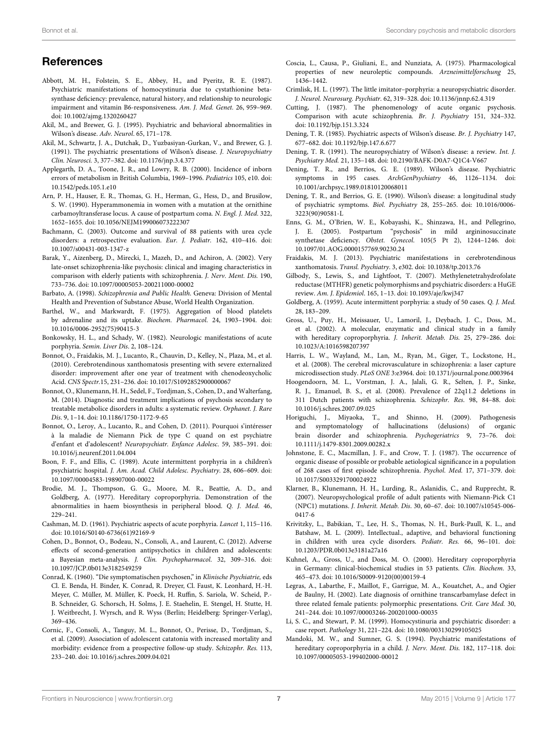## References

Abbott, M. H., Folstein, S. E., Abbey, H., and Pyeritz, R. E. (1987). Psychiatric manifestations of homocystinuria due to cystathionine beta-synthase deficiency: prevalence, natural history, and relationship to neurologic impairment and vitamin B6-responsiveness. *Am. J. Med. Genet.* 26, 959–969. doi: 10.1002/ajmg.1320260427

Akil, M., and Brewer, G. J. (1995). Psychiatric and behavioral abnormalities in Wilson's disease. *Adv. Neurol.* 65, 171–178.

Akil, M., Schwartz, J. A., Dutchak, D., Yuzbasiyan-Gurkan, V., and Brewer, G. J. (1991). The psychiatric presentations of Wilson's disease. *J. Neuropsychiatry Clin. Neurosci.* 3, 377–382. doi: 10.1176/jnp.3.4.377

Applegarth, D. A., Toone, J. R., and Lowry, R. B. (2000). Incidence of inborn errors of metabolism in British Columbia, 1969–1996. *Pediatrics* 105, e10. doi: 10.1542/peds.105.1.e10

Arn, P. H., Hauser, E. R., Thomas, G. H., Herman, G., Hess, D., and Brusilow, S. W. (1990). Hyperammonemia in women with a mutation at the ornithine carbamoyltransferase locus. A cause of postpartum coma. *N. Engl. J. Med.* 322, 1652–1655. doi: 10.1056/NEJM199006073222307

Bachmann, C. (2003). Outcome and survival of 88 patients with urea cycle disorders: a retrospective evaluation. *Eur. J. Pediatr.* 162, 410–416. doi: 10.1007/s00431-003-1347-z

Barak, Y., Aizenberg, D., Mirecki, I., Mazeh, D., and Achiron, A. (2002). Very late-onset schizophrenia-like psychosis: clinical and imaging characteristics in comparison with elderly patients with schizophrenia. *J. Nerv. Ment. Dis.* 190, 733–736. doi: 10.1097/00005053-200211000-00002

Barbato, A. (1998). *Schizophrenia and Public Health.* Geneva: Division of Mental Health and Prevention of Substance Abuse, World Health Organization.

Barthel, W., and Markwardt, F. (1975). Aggregation of blood platelets by adrenaline and its uptake. *Biochem. Pharmacol.* 24, 1903–1904. doi: 10.1016/0006-2952(75)90415-3

Bonkowsky, H. L., and Schady, W. (1982). Neurologic manifestations of acute porphyria. *Semin. Liver Dis.* 2, 108–124.

Bonnot, O., Fraidakis, M. J., Lucanto, R., Chauvin, D., Kelley, N., Plaza, M., et al. (2010). Cerebrotendinous xanthomatosis presenting with severe externalized disorder: improvement after one year of treatment with chenodeoxycholic Acid. *CNS Spectr.*15, 231–236. doi: 10.1017/S1092852900000067

Bonnot, O., Klunemann, H. H., Sedel, F., Tordjman, S., Cohen, D., and Walterfang, M. (2014). Diagnostic and treatment implications of psychosis secondary to treatable metabolice disorders in adults: a systematic review. *Orphanet. J. Rare Dis.* 9, 1–14. doi: 10.1186/1750-1172-9-65

Bonnot, O., Leroy, A., Lucanto, R., and Cohen, D. (2011). Pourquoi s'intéresser à la maladie de Niemann Pick de type C quand on est psychiatre d'enfant et d'adolescent? *Neuropsychiatr. Enfance Adolesc.* 59, 385–391. doi: 10.1016/j.neurenf.2011.04.004

Boon, F. F., and Ellis, C. (1989). Acute intermittent porphyria in a children's psychiatric hospital. *J. Am. Acad. Child Adolesc. Psychiatry.* 28, 606–609. doi: 10.1097/00004583-198907000-00022

Brodie, M. J., Thompson, G. G., Moore, M. R., Beattie, A. D., and Goldberg, A. (1977). Hereditary coproporphyria. Demonstration of the abnormalities in haem biosynthesis in peripheral blood. *Q. J. Med.* 46, 229–241.

Cashman, M. D. (1961). Psychiatric aspects of acute porphyria. *Lancet* 1, 115–116. doi: 10.1016/S0140-6736(61)92169-9

Cohen, D., Bonnot, O., Bodeau, N., Consoli, A., and Laurent, C. (2012). Adverse effects of second-generation antipsychotics in children and adolescents: a Bayesian meta-analysis. *J. Clin. Psychopharmacol.* 32, 309–316. doi: 10.1097/JCP.0b013e3182549259

Conrad, K. (1960). "Die symptomatischen psychosen," in *Klinische Psychiatrie,* eds Cl. E. Benda, H. Binder, K. Conrad, R. Dreyer, Cl. Faust, K. Leonhard, H.-H. Meyer, C. Müller, M. Müller, K. Poeck, H. Ruffin, S. Sariola, W. Scheid, P.-B. Schneider, G. Schorsch, H. Solms, J. E. Staehelin, E. Stengel, H. Stutte, H. J. Weitbrecht, J. Wyrsch, and R. Wyss (Berlin; Heidelberg: Springer-Verlag), 369–436.

Cornic, F., Consoli, A., Tanguy, M. L., Bonnot, O., Perisse, D., Tordjman, S., et al. (2009). Association of adolescent catatonia with increased mortality and morbidity: evidence from a prospective follow-up study. *Schizophr. Res.* 113, 233–240. doi: 10.1016/j.schres.2009.04.021

Coscia, L., Causa, P., Giuliani, E., and Nunziata, A. (1975). Pharmacological properties of new neuroleptic compounds. *Arzneimittelforschung* 25, 1436–1442.

Crimlisk, H. L. (1997). The little imitator–porphyria: a neuropsychiatric disorder. *J. Neurol. Neurosurg. Psychiatr.* 62, 319–328. doi: 10.1136/jnnp.62.4.319

Cutting, J. (1987). The phenomenology of acute organic psychosis. Comparison with acute schizophrenia. *Br. J. Psychiatry* 151, 324–332. doi: 10.1192/bjp.151.3.324

Dening, T. R. (1985). Psychiatric aspects of Wilson's disease. *Br. J. Psychiatry* 147, 677–682. doi: 10.1192/bjp.147.6.677

Dening, T. R. (1991). The neuropsychiatry of Wilson's disease: a review. *Int. J. Psychiatry Med.* 21, 135–148. doi: 10.2190/BAFK-D0A7-Q1C4-V667

Dening, T. R., and Berrios, G. E. (1989). Wilson's disease. Psychiatric symptoms in 195 cases. *ArchGenPsychiatry* 46, 1126–1134. doi: 10.1001/archpsyc.1989.01810120068011

Dening, T. R., and Berrios, G. E. (1990). Wilson's disease: a longitudinal study of psychiatric symptoms. *Biol. Psychiatry* 28, 255–265. doi: 10.1016/0006-3223(90)90581-L

Enns, G. M., O'Brien, W. E., Kobayashi, K., Shinzawa, H., and Pellegrino, J. E. (2005). Postpartum "psychosis" in mild argininosuccinate synthetase deficiency. *Obstet. Gynecol.* 105(5 Pt 2), 1244–1246. doi: 10.1097/01.AOG.0000157769.90230.24

Fraidakis, M. J. (2013). Psychiatric manifestations in cerebrotendinous xanthomatosis. *Transl. Psychiatry.* 3, e302. doi: 10.1038/tp.2013.76

Gilbody, S., Lewis, S., and Lightfoot, T. (2007). Methylenetetrahydrofolate reductase (MTHFR) genetic polymorphisms and psychiatric disorders: a HuGE review. *Am. J. Epidemiol.* 165, 1–13. doi: 10.1093/aje/kwj347

Goldberg, A. (1959). Acute intermittent porphyria: a study of 50 cases. *Q. J. Med.* 28, 183–209.

Gross, U., Puy, H., Meissauer, U., Lamoril, J., Deybach, J. C., Doss, M., et al. (2002). A molecular, enzymatic and clinical study in a family with hereditary coproporphyria. *J. Inherit. Metab. Dis.* 25, 279–286. doi: 10.1023/A:1016598207397

Harris, L. W., Wayland, M., Lan, M., Ryan, M., Giger, T., Lockstone, H., et al. (2008). The cerebral microvasculature in schizophrenia: a laser capture microdissection study. *PLoS ONE* 3:e3964. doi: 10.1371/journal.pone.0003964

Hoogendoorn, M. L., Vorstman, J. A., Jalali, G. R., Selten, J. P., Sinke, R. J., Emanuel, B. S., et al. (2008). Prevalence of 22q11.2 deletions in 311 Dutch patients with schizophrenia. *Schizophr. Res.* 98, 84–88. doi: 10.1016/j.schres.2007.09.025

Horiguchi, J., Miyaoka, T., and Shinno, H. (2009). Pathogenesis and symptomatology of hallucinations (delusions) of organic brain disorder and schizophrenia. *Psychogeriatrics* 9, 73–76. doi: 10.1111/j.1479-8301.2009.00282.x

Johnstone, E. C., Macmillan, J. F., and Crow, T. J. (1987). The occurrence of organic disease of possible or probable aetiological significance in a population of 268 cases of first episode schizophrenia. *Psychol. Med.* 17, 371–379. doi: 10.1017/S0033291700024922

Klarner, B., Klunemann, H. H., Lurding, R., Aslanidis, C., and Rupprecht, R. (2007). Neuropsychological profile of adult patients with Niemann-Pick C1 (NPC1) mutations. *J. Inherit. Metab. Dis.* 30, 60–67. doi: 10.1007/s10545-006-0417-6

Krivitzky, L., Babikian, T., Lee, H. S., Thomas, N. H., Burk-Paull, K. L., and Batshaw, M. L. (2009). Intellectual., adaptive, and behavioral functioning in children with urea cycle disorders. *Pediatr. Res.* 66, 96–101. doi: 10.1203/PDR.0b013e3181a27a16

Kuhnel, A., Gross, U., and Doss, M. O. (2000). Hereditary coproporphyria in Germany: clinical-biochemical studies in 53 patients. *Clin. Biochem.* 33, 465–473. doi: 10.1016/S0009-9120(00)00159-4

Legras, A., Labarthe, F., Maillot, F., Garrigue, M. A., Kouatchet, A., and Ogier de Baulny, H. (2002). Late diagnosis of ornithine transcarbamylase defect in three related female patients: polymorphic presentations. *Crit. Care Med.* 30, 241–244. doi: 10.1097/00003246-200201000-00035

Li, S. C., and Stewart, P. M. (1999). Homocystinuria and psychiatric disorder: a case report. *Pathology* 31, 221–224. doi: 10.1080/003130299105025

Mandoki, M. W., and Sumner, G. S. (1994). Psychiatric manifestations of hereditary coproporphyria in a child. *J. Nerv. Ment. Dis.* 182, 117–118. doi: 10.1097/00005053-199402000-00012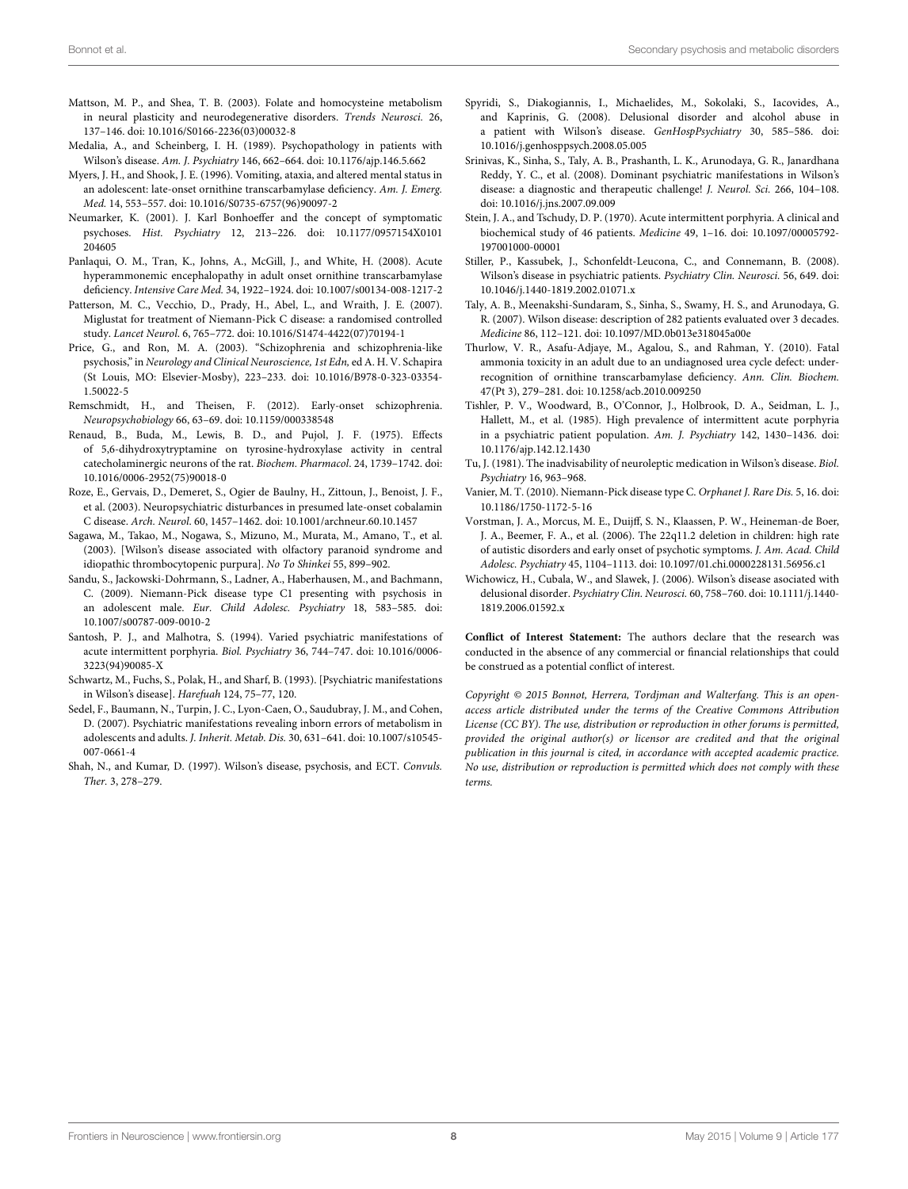Mattson, M. P., and Shea, T. B. (2003). Folate and homocysteine metabolism in neural plasticity and neurodegenerative disorders. *Trends Neurosci.* 26, 137–146. doi: 10.1016/S0166-2236(03)00032-8

Medalia, A., and Scheinberg, I. H. (1989). Psychopathology in patients with Wilson's disease. *Am. J. Psychiatry* 146, 662–664. doi: 10.1176/ajp.146.5.662

Myers, J. H., and Shook, J. E. (1996). Vomiting, ataxia, and altered mental status in an adolescent: late-onset ornithine transcarbamylase deficiency. *Am. J. Emerg. Med.* 14, 553–557. doi: 10.1016/S0735-6757(96)90097-2

Neumarker, K. (2001). J. Karl Bonhoeffer and the concept of symptomatic psychoses. *Hist. Psychiatry* 12, 213–226. doi: 10.1177/0957154X0101204605

Panlaqui, O. M., Tran, K., Johns, A., McGill, J., and White, H. (2008). Acute hyperammonemic encephalopathy in adult onset ornithine transcarbamylase deficiency. *Intensive Care Med.* 34, 1922–1924. doi: 10.1007/s00134-008-1217-2

Patterson, M. C., Vecchio, D., Prady, H., Abel, L., and Wraith, J. E. (2007). Miglustat for treatment of Niemann-Pick C disease: a randomised controlled study. *Lancet Neurol.* 6, 765–772. doi: 10.1016/S1474-4422(07)70194-1

Price, G., and Ron, M. A. (2003). "Schizophrenia and schizophrenia-like psychosis," in *Neurology and Clinical Neuroscience, 1st Edn*, ed A. H. V. Schapira (St Louis, MO: Elsevier-Mosby), 223–233. doi: 10.1016/B978-0-323-03354-1.50022-5

Remschmidt, H., and Theisen, F. (2012). Early-onset schizophrenia. *Neuropsychobiology* 66, 63–69. doi: 10.1159/000338548

Renaud, B., Buda, M., Lewis, B. D., and Pujol, J. F. (1975). Effects of 5,6-dihydroxytryptamine on tyrosine-hydroxylase activity in central catecholaminergic neurons of the rat. *Biochem. Pharmacol.* 24, 1739–1742. doi: 10.1016/0006-2952(75)90018-0

Roze, E., Gervais, D., Demeret, S., Ogier de Baulny, H., Zittoun, J., Benoist, J. F., et al. (2003). Neuropsychiatric disturbances in presumed late-onset cobalamin C disease. *Arch. Neurol.* 60, 1457–1462. doi: 10.1001/archneur.60.10.1457

Sagawa, M., Takao, M., Nogawa, S., Mizuno, M., Murata, M., Amano, T., et al. (2003). [Wilson's disease associated with olfactory paranoid syndrome and idiopathic thrombocytopenic purpura]. *No To Shinkei* 55, 899–902.

Sandu, S., Jackowski-Dohrmann, S., Ladner, A., Haberhausen, M., and Bachmann, C. (2009). Niemann-Pick disease type C1 presenting with psychosis in an adolescent male. *Eur. Child Adolesc. Psychiatry* 18, 583–585. doi: 10.1007/s00787-009-0010-2

Santosh, P. J., and Malhotra, S. (1994). Varied psychiatric manifestations of acute intermittent porphyria. *Biol. Psychiatry* 36, 744–747. doi: 10.1016/0006-3223(94)90085-X

Schwartz, M., Fuchs, S., Polak, H., and Sharf, B. (1993). [Psychiatric manifestations in Wilson's disease]. *Harefuah* 124, 75–77, 120.

Sedel, F., Baumann, N., Turpin, J. C., Lyon-Caen, O., Saudubray, J. M., and Cohen, D. (2007). Psychiatric manifestations revealing inborn errors of metabolism in adolescents and adults. *J. Inherit. Metab. Dis.* 30, 631–641. doi: 10.1007/s10545-007-0661-4

Shah, N., and Kumar, D. (1997). Wilson's disease, psychosis, and ECT. *Convuls. Ther.* 3, 278–279.

Spyridi, S., Diakogiannis, I., Michaelides, M., Sokolaki, S., Iacovides, A., and Kaprinis, G. (2008). Delusional disorder and alcohol abuse in a patient with Wilson's disease. *GenHospPsychiatry* 30, 585–586. doi: 10.1016/j.genhosppsych.2008.05.005

Srinivas, K., Sinha, S., Taly, A. B., Prashanth, L. K., Arunodaya, G. R., Janardhana Reddy, Y. C., et al. (2008). Dominant psychiatric manifestations in Wilson's disease: a diagnostic and therapeutic challenge! *J. Neurol. Sci.* 266, 104–108. doi: 10.1016/j.jns.2007.09.009

Stein, J. A., and Tschudy, D. P. (1970). Acute intermittent porphyria. A clinical and biochemical study of 46 patients. *Medicine* 49, 1–16. doi: 10.1097/00005792-197001000-00001

Stiller, P., Kassubek, J., Schonfeldt-Leucona, C., and Connemann, B. (2008). Wilson's disease in psychiatric patients. *Psychiatry Clin. Neurosci.* 56, 649. doi: 10.1046/j.1440-1819.2002.01071.x

Taly, A. B., Meenakshi-Sundaram, S., Sinha, S., Swamy, H. S., and Arunodaya, G. R. (2007). Wilson disease: description of 282 patients evaluated over 3 decades. *Medicine* 86, 112–121. doi: 10.1097/MD.0b013e318045a00e

Thurlow, V. R., Asafu-Adjaye, M., Agalou, S., and Rahman, Y. (2010). Fatal ammonia toxicity in an adult due to an undiagnosed urea cycle defect: under-recognition of ornithine transcarbamylase deficiency. *Ann. Clin. Biochem.* 47(Pt 3), 279–281. doi: 10.1258/acb.2010.009250

Tishler, P. V., Woodward, B., O'Connor, J., Holbrook, D. A., Seidman, L. J., Hallett, M., et al. (1985). High prevalence of intermittent acute porphyria in a psychiatric patient population. *Am. J. Psychiatry* 142, 1430–1436. doi: 10.1176/ajp.142.12.1430

Tu, J. (1981). The inadvisability of neuroleptic medication in Wilson's disease. *Biol. Psychiatry* 16, 963–968.

Vanier, M. T. (2010). Niemann-Pick disease type C. *Orphanet J. Rare Dis.* 5, 16. doi: 10.1186/1750-1172-5-16

Vorstman, J. A., Morcus, M. E., Duijff, S. N., Klaassen, P. W., Heineman-de Boer, J. A., Beemer, F. A., et al. (2006). The 22q11.2 deletion in children: high rate of autistic disorders and early onset of psychotic symptoms. *J. Am. Acad. Child Adolesc. Psychiatry* 45, 1104–1113. doi: 10.1097/01.chi.0000228131.56956.c1

Wichowicz, H., Cubala, W., and Slawek, J. (2006). Wilson's disease asociated with delusional disorder. *Psychiatry Clin. Neurosci.* 60, 758–760. doi: 10.1111/j.1440-1819.2006.01592.x

**Conflict of Interest Statement:** The authors declare that the research was conducted in the absence of any commercial or financial relationships that could be construed as a potential conflict of interest.

*Copyright © 2015 Bonnot, Herrera, Tordjman and Walterfang. This is an open-access article distributed under the terms of the Creative Commons Attribution License (CC BY). The use, distribution or reproduction in other forums is permitted, provided the original author(s) or licensor are credited and that the original publication in this journal is cited, in accordance with accepted academic practice. No use, distribution or reproduction is permitted which does not comply with these terms.*